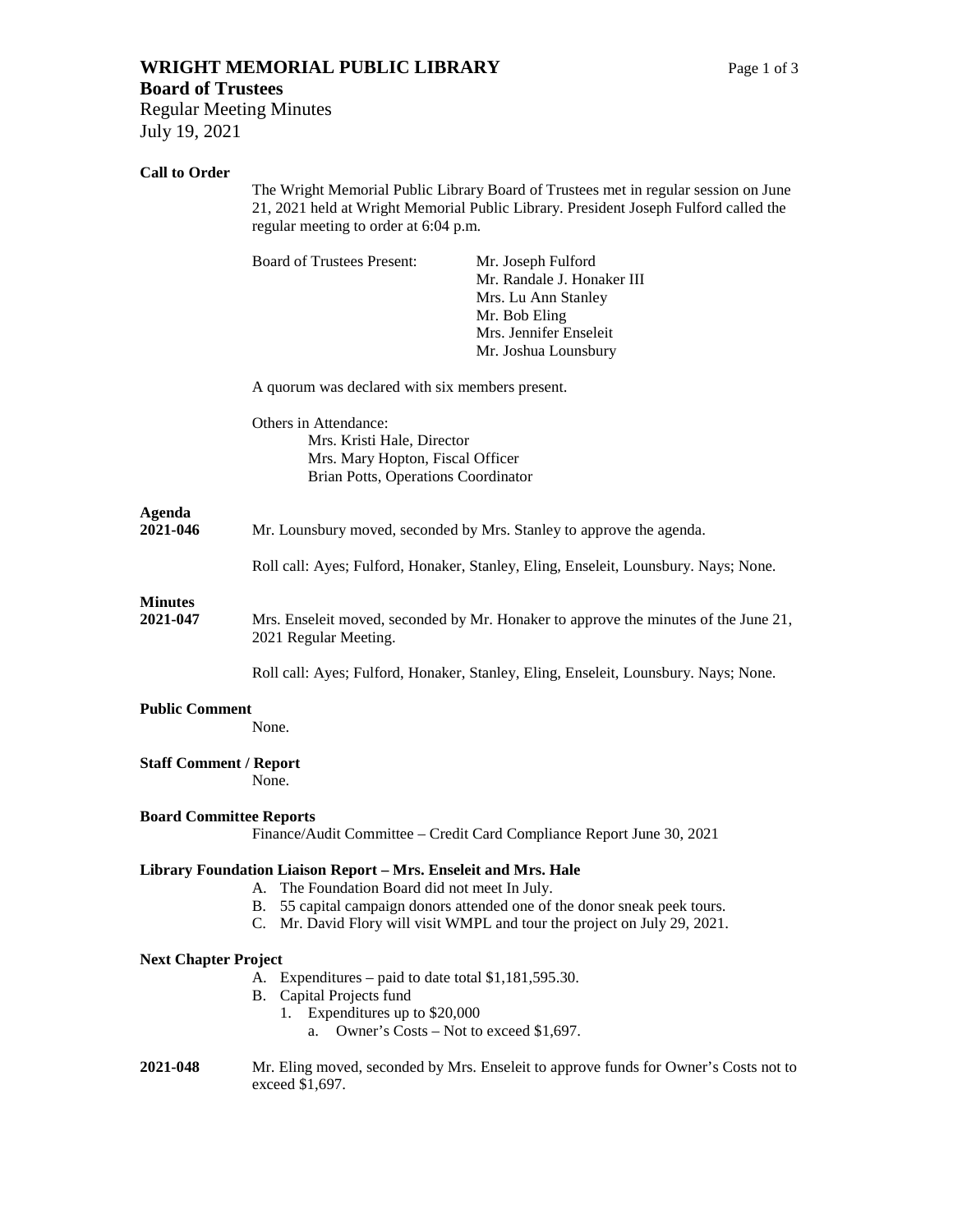# WRIGHT MEMORIAL PUBLIC LIBRARY

## Board of Trustees

Regular Meeting Minutes

July 19, 2021

**Call to Order**

The Wright Memorial Public Library Board of Trustees met in regular session on June 21, 2021 held at Wright Memorial Public Library. President Joseph Fulford called the regular meeting to order at 6:04 p.m.

Board of Trustees Present:
- Mr. Joseph Fulford
- Mr. Randale J. Honaker III
- Mrs. Lu Ann Stanley
- Mr. Bob Eling
- Mrs. Jennifer Enseleit
- Mr. Joshua Lounsbury

A quorum was declared with six members present.

Others in Attendance:
- Mrs. Kristi Hale, Director
- Mrs. Mary Hopton, Fiscal Officer
- Brian Potts, Operations Coordinator

**Agenda**

**2021-046** Mr. Lounsbury moved, seconded by Mrs. Stanley to approve the agenda.

Roll call: Ayes; Fulford, Honaker, Stanley, Eling, Enseleit, Lounsbury. Nays; None.

**Minutes**

**2021-047** Mrs. Enseleit moved, seconded by Mr. Honaker to approve the minutes of the June 21, 2021 Regular Meeting.

Roll call: Ayes; Fulford, Honaker, Stanley, Eling, Enseleit, Lounsbury. Nays; None.

**Public Comment**

None.

**Staff Comment / Report**

None.

**Board Committee Reports**

Finance/Audit Committee – Credit Card Compliance Report June 30, 2021

**Library Foundation Liaison Report – Mrs. Enseleit and Mrs. Hale**

A. The Foundation Board did not meet In July.
B. 55 capital campaign donors attended one of the donor sneak peek tours.
C. Mr. David Flory will visit WMPL and tour the project on July 29, 2021.

**Next Chapter Project**

A. Expenditures – paid to date total $1,181,595.30.
B. Capital Projects fund
   1. Expenditures up to $20,000
      a. Owner's Costs – Not to exceed $1,697.

**2021-048** Mr. Eling moved, seconded by Mrs. Enseleit to approve funds for Owner's Costs not to exceed $1,697.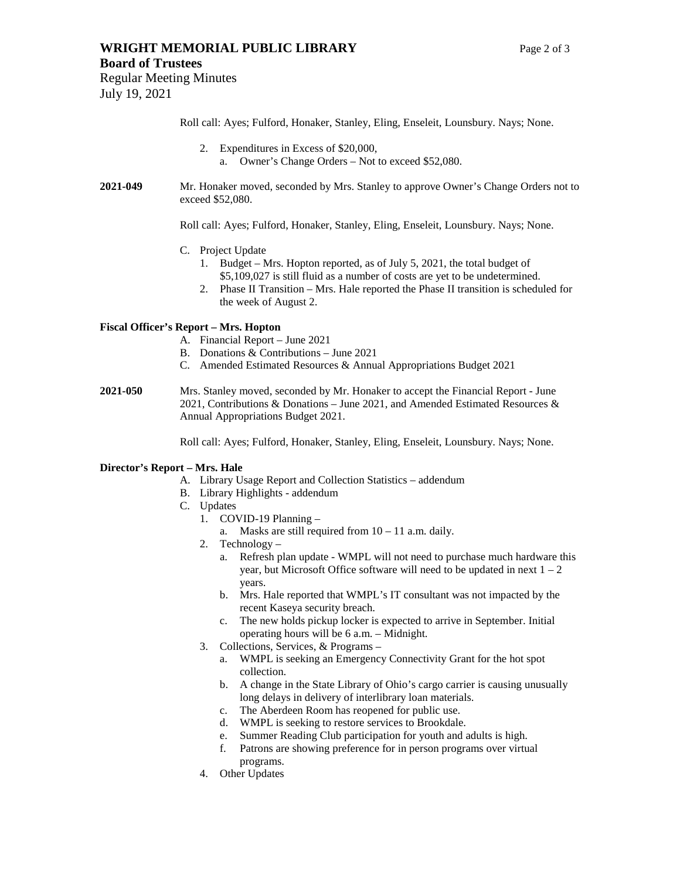Roll call: Ayes; Fulford, Honaker, Stanley, Eling, Enseleit, Lounsbury. Nays; None.

2. Expenditures in Excess of $20,000,
   a. Owner's Change Orders – Not to exceed $52,080.

**2021-049** Mr. Honaker moved, seconded by Mrs. Stanley to approve Owner's Change Orders not to exceed $52,080.

Roll call: Ayes; Fulford, Honaker, Stanley, Eling, Enseleit, Lounsbury. Nays; None.

C. Project Update
   1. Budget – Mrs. Hopton reported, as of July 5, 2021, the total budget of $5,109,027 is still fluid as a number of costs are yet to be undetermined.
   2. Phase II Transition – Mrs. Hale reported the Phase II transition is scheduled for the week of August 2.

**Fiscal Officer's Report – Mrs. Hopton**

A. Financial Report – June 2021
B. Donations & Contributions – June 2021
C. Amended Estimated Resources & Annual Appropriations Budget 2021

**2021-050** Mrs. Stanley moved, seconded by Mr. Honaker to accept the Financial Report - June 2021, Contributions & Donations – June 2021, and Amended Estimated Resources & Annual Appropriations Budget 2021.

Roll call: Ayes; Fulford, Honaker, Stanley, Eling, Enseleit, Lounsbury. Nays; None.

**Director's Report – Mrs. Hale**

A. Library Usage Report and Collection Statistics – addendum
B. Library Highlights - addendum
C. Updates
   1. COVID-19 Planning –
      a. Masks are still required from 10 – 11 a.m. daily.
   2. Technology –
      a. Refresh plan update - WMPL will not need to purchase much hardware this year, but Microsoft Office software will need to be updated in next 1 – 2 years.
      b. Mrs. Hale reported that WMPL's IT consultant was not impacted by the recent Kaseya security breach.
      c. The new holds pickup locker is expected to arrive in September. Initial operating hours will be 6 a.m. – Midnight.
   3. Collections, Services, & Programs –
      a. WMPL is seeking an Emergency Connectivity Grant for the hot spot collection.
      b. A change in the State Library of Ohio's cargo carrier is causing unusually long delays in delivery of interlibrary loan materials.
      c. The Aberdeen Room has reopened for public use.
      d. WMPL is seeking to restore services to Brookdale.
      e. Summer Reading Club participation for youth and adults is high.
      f. Patrons are showing preference for in person programs over virtual programs.
   4. Other Updates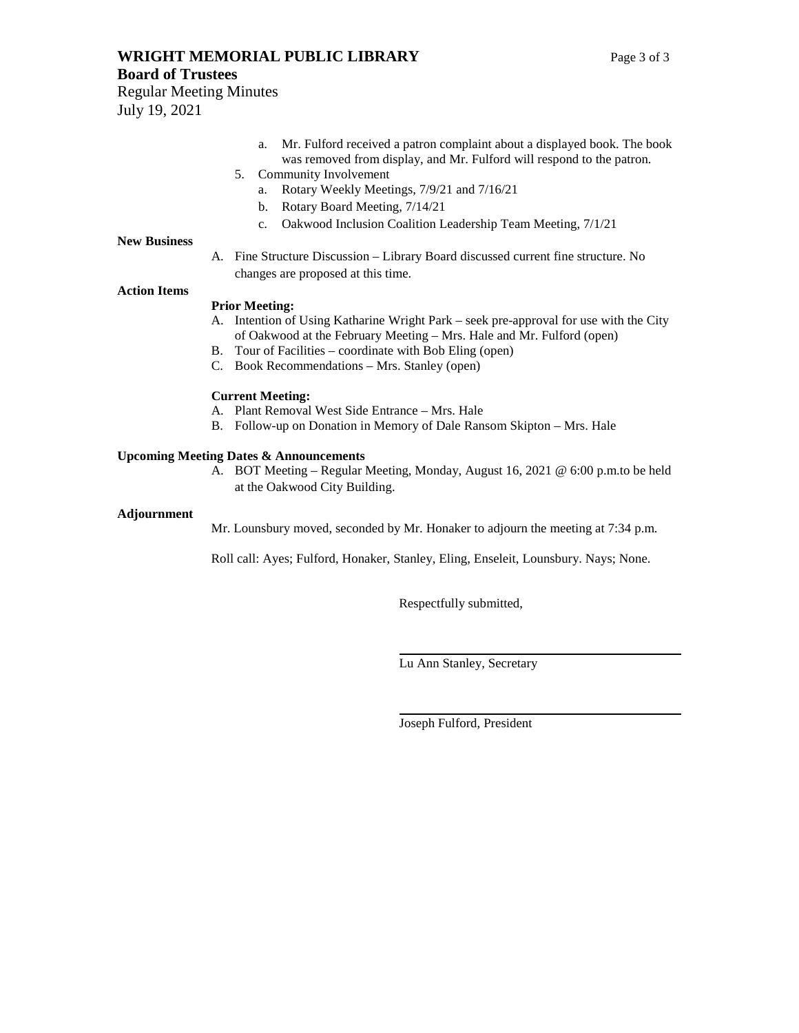a. Mr. Fulford received a patron complaint about a displayed book. The book was removed from display, and Mr. Fulford will respond to the patron.

5. Community Involvement
   a. Rotary Weekly Meetings, 7/9/21 and 7/16/21
   b. Rotary Board Meeting, 7/14/21
   c. Oakwood Inclusion Coalition Leadership Team Meeting, 7/1/21

**New Business**

A. Fine Structure Discussion – Library Board discussed current fine structure. No changes are proposed at this time.

**Action Items**

**Prior Meeting:**

A. Intention of Using Katharine Wright Park – seek pre-approval for use with the City of Oakwood at the February Meeting – Mrs. Hale and Mr. Fulford (open)
B. Tour of Facilities – coordinate with Bob Eling (open)
C. Book Recommendations – Mrs. Stanley (open)

**Current Meeting:**

A. Plant Removal West Side Entrance – Mrs. Hale
B. Follow-up on Donation in Memory of Dale Ransom Skipton – Mrs. Hale

**Upcoming Meeting Dates & Announcements**

A. BOT Meeting – Regular Meeting, Monday, August 16, 2021 @ 6:00 p.m.to be held at the Oakwood City Building.

**Adjournment**

Mr. Lounsbury moved, seconded by Mr. Honaker to adjourn the meeting at 7:34 p.m.

Roll call: Ayes; Fulford, Honaker, Stanley, Eling, Enseleit, Lounsbury. Nays; None.

Respectfully submitted,

Lu Ann Stanley, Secretary

Joseph Fulford, President